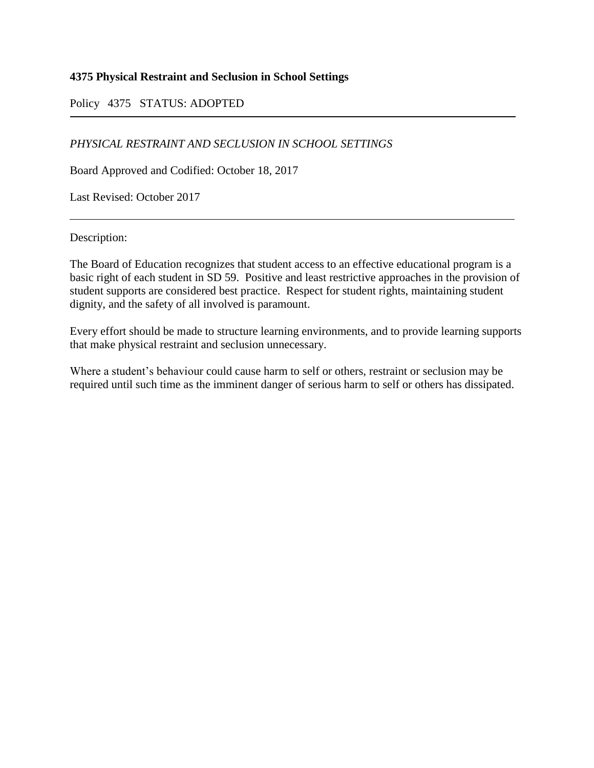# 4375 Physical Restraint and Seclusion in School Settings

Policy 4375 STATUS: ADOPTED

---

*PHYSICAL RESTRAINT AND SECLUSION IN SCHOOL SETTINGS*

Board Approved and Codified: October 18, 2017

Last Revised: October 2017

---

Description:

The Board of Education recognizes that student access to an effective educational program is a basic right of each student in SD 59. Positive and least restrictive approaches in the provision of student supports are considered best practice. Respect for student rights, maintaining student dignity, and the safety of all involved is paramount.

Every effort should be made to structure learning environments, and to provide learning supports that make physical restraint and seclusion unnecessary.

Where a student's behaviour could cause harm to self or others, restraint or seclusion may be required until such time as the imminent danger of serious harm to self or others has dissipated.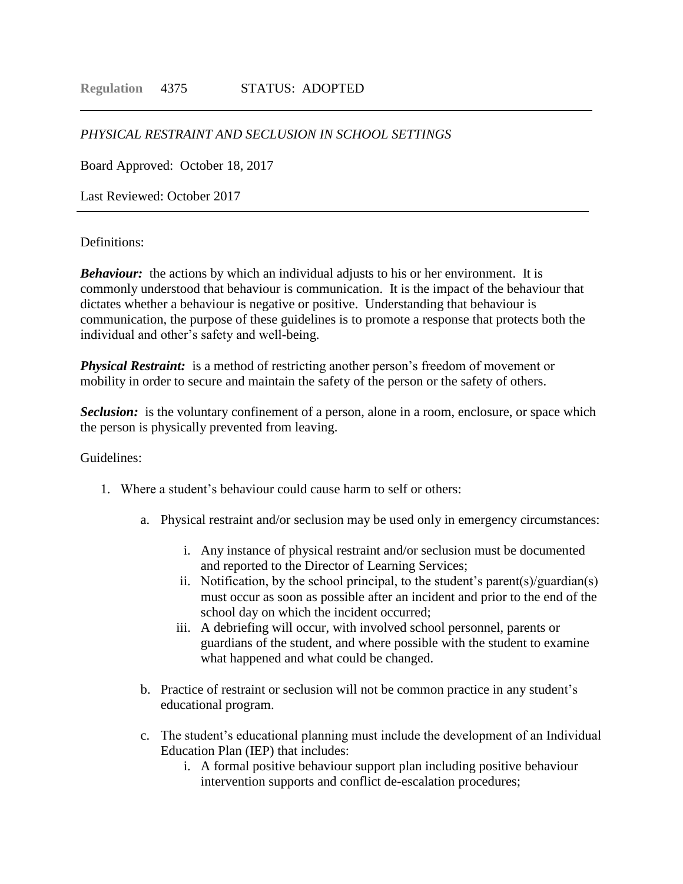**Regulation** 4375 STATUS: ADOPTED

---

*PHYSICAL RESTRAINT AND SECLUSION IN SCHOOL SETTINGS*

Board Approved: October 18, 2017

Last Reviewed: October 2017

---

Definitions:

***Behaviour:*** the actions by which an individual adjusts to his or her environment. It is commonly understood that behaviour is communication. It is the impact of the behaviour that dictates whether a behaviour is negative or positive. Understanding that behaviour is communication, the purpose of these guidelines is to promote a response that protects both the individual and other's safety and well-being.

***Physical Restraint:*** is a method of restricting another person's freedom of movement or mobility in order to secure and maintain the safety of the person or the safety of others.

***Seclusion:*** is the voluntary confinement of a person, alone in a room, enclosure, or space which the person physically prevented from leaving.

Guidelines:

1. Where a student's behaviour could cause harm to self or others:

    a. Physical restraint and/or seclusion may be used only in emergency circumstances:

        i. Any instance of physical restraint and/or seclusion must be documented and reported to the Director of Learning Services;
        ii. Notification, by the school principal, to the student's parent(s)/guardian(s) must occur as soon as possible after an incident and prior to the end of the school day on which the incident occurred;
        iii. A debriefing will occur, with involved school personnel, parents or guardians of the student, and where possible with the student to examine what happened and what could be changed.

    b. Practice of restraint or seclusion will not be common practice in any student's educational program.

    c. The student's educational planning must include the development of an Individual Education Plan (IEP) that includes:

        i. A formal positive behaviour support plan including positive behaviour intervention supports and conflict de-escalation procedures;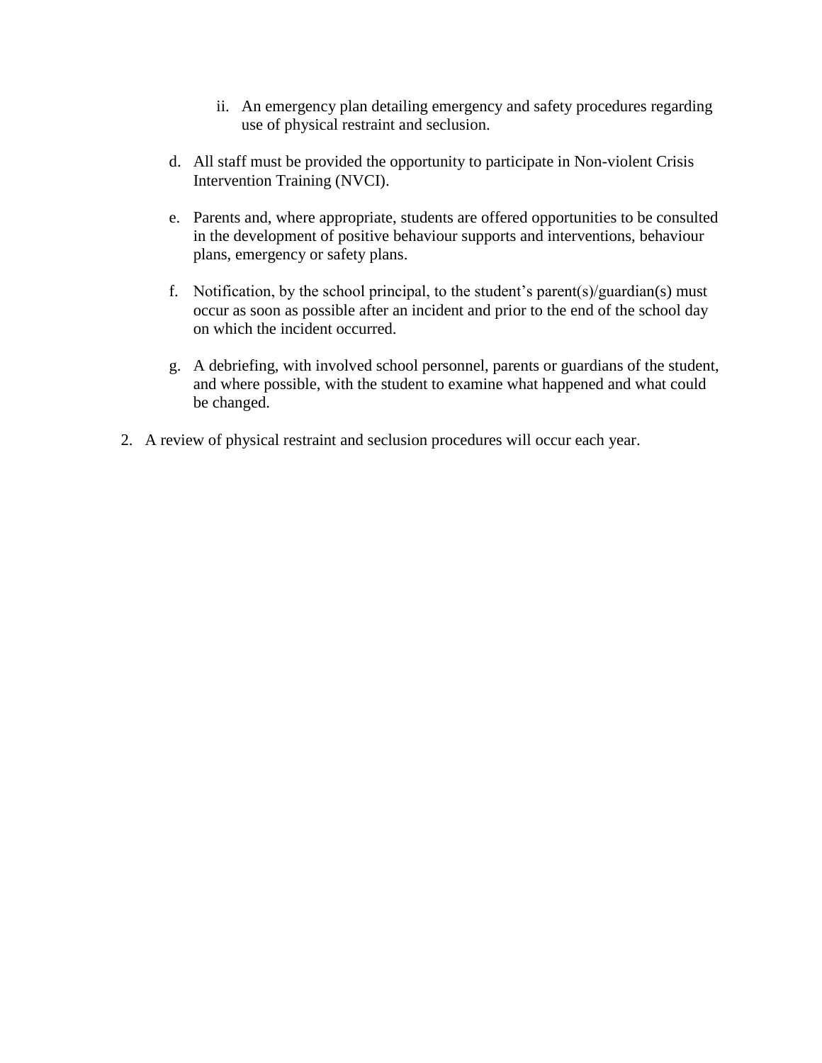ii. An emergency plan detailing emergency and safety procedures regarding use of physical restraint and seclusion.

d. All staff must be provided the opportunity to participate in Non-violent Crisis Intervention Training (NVCI).

e. Parents and, where appropriate, students are offered opportunities to be consulted in the development of positive behaviour supports and interventions, behaviour plans, emergency or safety plans.

f. Notification, by the school principal, to the student's parent(s)/guardian(s) must occur as soon as possible after an incident and prior to the end of the school day on which the incident occurred.

g. A debriefing, with involved school personnel, parents or guardians of the student, and where possible, with the student to examine what happened and what could be changed.

2. A review of physical restraint and seclusion procedures will occur each year.